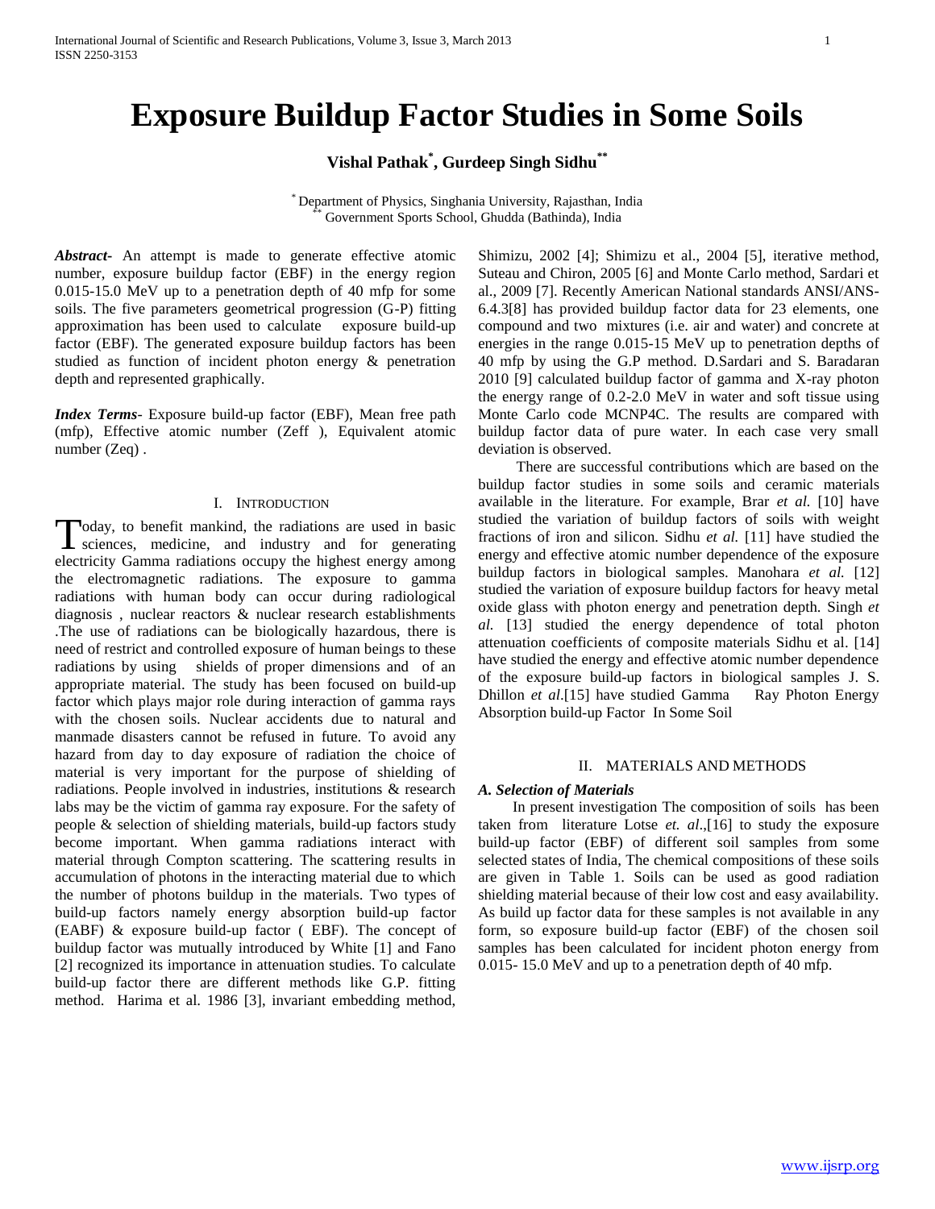# Exposure Buildup Factor Studies in Some Soils

**Vishal Pathak*, Gurdeep Singh Sidhu****

* Department of Physics, Singhania University, Rajasthan, India
** Government Sports School, Ghudda (Bathinda), India

***Abstract***- An attempt is made to generate effective atomic number, exposure buildup factor (EBF) in the energy region 0.015-15.0 MeV up to a penetration depth of 40 mfp for some soils. The five parameters geometrical progression (G-P) fitting approximation has been used to calculate exposure build-up factor (EBF). The generated exposure buildup factors has been studied as function of incident photon energy & penetration depth and represented graphically.

***Index Terms***- Exposure build-up factor (EBF), Mean free path (mfp), Effective atomic number (Zeff ), Equivalent atomic number (Zeq) .

## I. Introduction

Today, to benefit mankind, the radiations are used in basic sciences, medicine, and industry and for generating electricity Gamma radiations occupy the highest energy among the electromagnetic radiations. The exposure to gamma radiations with human body can occur during radiological diagnosis , nuclear reactors & nuclear research establishments .The use of radiations can be biologically hazardous, there is need of restrict and controlled exposure of human beings to these radiations by using shields of proper dimensions and of an appropriate material. The study has been focused on build-up factor which plays major role during interaction of gamma rays with the chosen soils. Nuclear accidents due to natural and manmade disasters cannot be refused in future. To avoid any hazard from day to day exposure of radiation the choice of material is very important for the purpose of shielding of radiations. People involved in industries, institutions & research labs may be the victim of gamma ray exposure. For the safety of people & selection of shielding materials, build-up factors study become important. When gamma radiations interact with material through Compton scattering. The scattering results in accumulation of photons in the interacting material due to which the number of photons buildup in the materials. Two types of build-up factors namely energy absorption build-up factor (EABF) & exposure build-up factor ( EBF). The concept of buildup factor was mutually introduced by White [1] and Fano [2] recognized its importance in attenuation studies. To calculate build-up factor there are different methods like G.P. fitting method. Harima et al. 1986 [3], invariant embedding method, Shimizu, 2002 [4]; Shimizu et al., 2004 [5], iterative method, Suteau and Chiron, 2005 [6] and Monte Carlo method, Sardari et al., 2009 [7]. Recently American National standards ANSI/ANS-6.4.3[8] has provided buildup factor data for 23 elements, one compound and two mixtures (i.e. air and water) and concrete at energies in the range 0.015-15 MeV up to penetration depths of 40 mfp by using the G.P method. D.Sardari and S. Baradaran 2010 [9] calculated buildup factor of gamma and X-ray photon the energy range of 0.2-2.0 MeV in water and soft tissue using Monte Carlo code MCNP4C. The results are compared with buildup factor data of pure water. In each case very small deviation is observed.

There are successful contributions which are based on the buildup factor studies in some soils and ceramic materials available in the literature. For example, Brar *et al.* [10] have studied the variation of buildup factors of soils with weight fractions of iron and silicon. Sidhu *et al.* [11] have studied the energy and effective atomic number dependence of the exposure buildup factors in biological samples. Manohara *et al.* [12] studied the variation of exposure buildup factors for heavy metal oxide glass with photon energy and penetration depth. Singh *et al.* [13] studied the energy dependence of total photon attenuation coefficients of composite materials Sidhu et al. [14] have studied the energy and effective atomic number dependence of the exposure build-up factors in biological samples J. S. Dhillon *et al*.[15] have studied Gamma Ray Photon Energy Absorption build-up Factor In Some Soil

## II. Materials and Methods

### *A. Selection of Materials*

In present investigation The composition of soils has been taken from literature Lotse *et. al*.,[16] to study the exposure build-up factor (EBF) of different soil samples from some selected states of India, The chemical compositions of these soils are given in Table 1. Soils can be used as good radiation shielding material because of their low cost and easy availability. As build up factor data for these samples is not available in any form, so exposure build-up factor (EBF) of the chosen soil samples has been calculated for incident photon energy from 0.015- 15.0 MeV and up to a penetration depth of 40 mfp.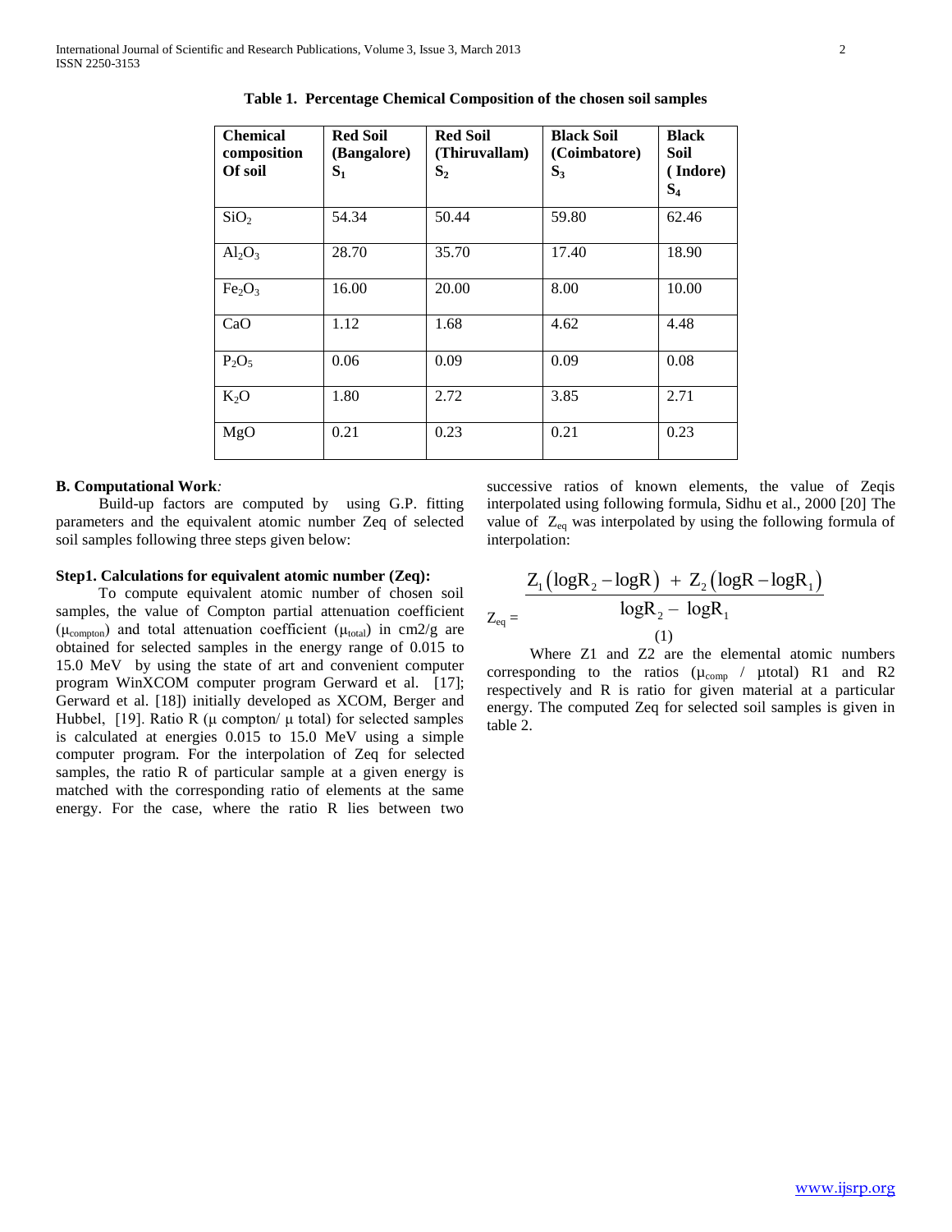**Table 1. Percentage Chemical Composition of the chosen soil samples**

| Chemical composition Of soil | Red Soil (Bangalore) $S_1$ | Red Soil (Thiruvallam) $S_2$ | Black Soil (Coimbatore) $S_3$ | Black Soil ( Indore) $S_4$ |
|---|---|---|---|---|
| $SiO_2$ | 54.34 | 50.44 | 59.80 | 62.46 |
| $Al_2O_3$ | 28.70 | 35.70 | 17.40 | 18.90 |
| $Fe_2O_3$ | 16.00 | 20.00 | 8.00 | 10.00 |
| CaO | 1.12 | 1.68 | 4.62 | 4.48 |
| $P_2O_5$ | 0.06 | 0.09 | 0.09 | 0.08 |
| $K_2O$ | 1.80 | 2.72 | 3.85 | 2.71 |
| MgO | 0.21 | 0.23 | 0.21 | 0.23 |

**B. Computational Work***:*

Build-up factors are computed by using G.P. fitting parameters and the equivalent atomic number Zeq of selected soil samples following three steps given below:

**Step1. Calculations for equivalent atomic number (Zeq):**

To compute equivalent atomic number of chosen soil samples, the value of Compton partial attenuation coefficient ($\mu_{compton}$) and total attenuation coefficient ($\mu_{total}$) in cm2/g are obtained for selected samples in the energy range of 0.015 to 15.0 MeV by using the state of art and convenient computer program WinXCOM computer program Gerward et al. [17]; Gerward et al. [18]) initially developed as XCOM, Berger and Hubbel, [19]. Ratio R ($\mu$ compton/ $\mu$ total) for selected samples is calculated at energies 0.015 to 15.0 MeV using a simple computer program. For the interpolation of Zeq for selected samples, the ratio R of particular sample at a given energy is matched with the corresponding ratio of elements at the same energy. For the case, where the ratio R lies between two successive ratios of known elements, the value of Zeqis interpolated using following formula, Sidhu et al., 2000 [20] The value of $Z_{eq}$ was interpolated by using the following formula of interpolation:

$$Z_{eq} = \frac{Z_1\left(\log R_2 - \log R\right) + Z_2\left(\log R - \log R_1\right)}{\log R_2 - \log R_1} \quad (1)$$

Where Z1 and Z2 are the elemental atomic numbers corresponding to the ratios ($\mu_{comp}$ / $\mu$total) R1 and R2 respectively and R is ratio for given material at a particular energy. The computed Zeq for selected soil samples is given in table 2.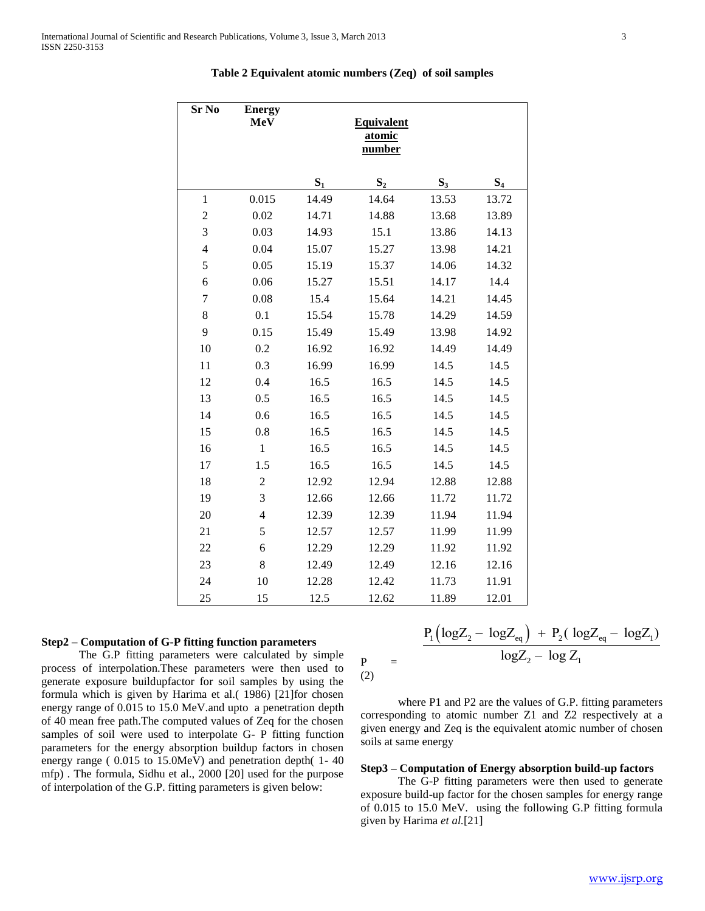**Table 2 Equivalent atomic numbers (Zeq) of soil samples**

| Sr No | Energy MeV | Equivalent atomic number | | | |
|---|---|---|---|---|---|
| | | $S_1$ | $S_2$ | $S_3$ | $S_4$ |
| 1 | 0.015 | 14.49 | 14.64 | 13.53 | 13.72 |
| 2 | 0.02 | 14.71 | 14.88 | 13.68 | 13.89 |
| 3 | 0.03 | 14.93 | 15.1 | 13.86 | 14.13 |
| 4 | 0.04 | 15.07 | 15.27 | 13.98 | 14.21 |
| 5 | 0.05 | 15.19 | 15.37 | 14.06 | 14.32 |
| 6 | 0.06 | 15.27 | 15.51 | 14.17 | 14.4 |
| 7 | 0.08 | 15.4 | 15.64 | 14.21 | 14.45 |
| 8 | 0.1 | 15.54 | 15.78 | 14.29 | 14.59 |
| 9 | 0.15 | 15.49 | 15.49 | 13.98 | 14.92 |
| 10 | 0.2 | 16.92 | 16.92 | 14.49 | 14.49 |
| 11 | 0.3 | 16.99 | 16.99 | 14.5 | 14.5 |
| 12 | 0.4 | 16.5 | 16.5 | 14.5 | 14.5 |
| 13 | 0.5 | 16.5 | 16.5 | 14.5 | 14.5 |
| 14 | 0.6 | 16.5 | 16.5 | 14.5 | 14.5 |
| 15 | 0.8 | 16.5 | 16.5 | 14.5 | 14.5 |
| 16 | 1 | 16.5 | 16.5 | 14.5 | 14.5 |
| 17 | 1.5 | 16.5 | 16.5 | 14.5 | 14.5 |
| 18 | 2 | 12.92 | 12.94 | 12.88 | 12.88 |
| 19 | 3 | 12.66 | 12.66 | 11.72 | 11.72 |
| 20 | 4 | 12.39 | 12.39 | 11.94 | 11.94 |
| 21 | 5 | 12.57 | 12.57 | 11.99 | 11.99 |
| 22 | 6 | 12.29 | 12.29 | 11.92 | 11.92 |
| 23 | 8 | 12.49 | 12.49 | 12.16 | 12.16 |
| 24 | 10 | 12.28 | 12.42 | 11.73 | 11.91 |
| 25 | 15 | 12.5 | 12.62 | 11.89 | 12.01 |

**Step2 – Computation of G-P fitting function parameters**

The G.P fitting parameters were calculated by simple process of interpolation.These parameters were then used to generate exposure buildupfactor for soil samples by using the formula which is given by Harima et al.( 1986) [21]for chosen energy range of 0.015 to 15.0 MeV.and upto a penetration depth of 40 mean free path.The computed values of Zeq for the chosen samples of soil were used to interpolate G- P fitting function parameters for the energy absorption buildup factors in chosen energy range ( 0.015 to 15.0MeV) and penetration depth( 1- 40 mfp) . The formula, Sidhu et al., 2000 [20] used for the purpose of interpolation of the G.P. fitting parameters is given below:

$$P = \frac{P_1\left(\log Z_2 - \log Z_{eq}\right) + P_2\left(\log Z_{eq} - \log Z_1\right)}{\log Z_2 - \log Z_1} \quad (2)$$

where P1 and P2 are the values of G.P. fitting parameters corresponding to atomic number Z1 and Z2 respectively at a given energy and Zeq is the equivalent atomic number of chosen soils at same energy

**Step3 – Computation of Energy absorption build-up factors**

The G-P fitting parameters were then used to generate exposure build-up factor for the chosen samples for energy range of 0.015 to 15.0 MeV. using the following G.P fitting formula given by Harima *et al.*[21]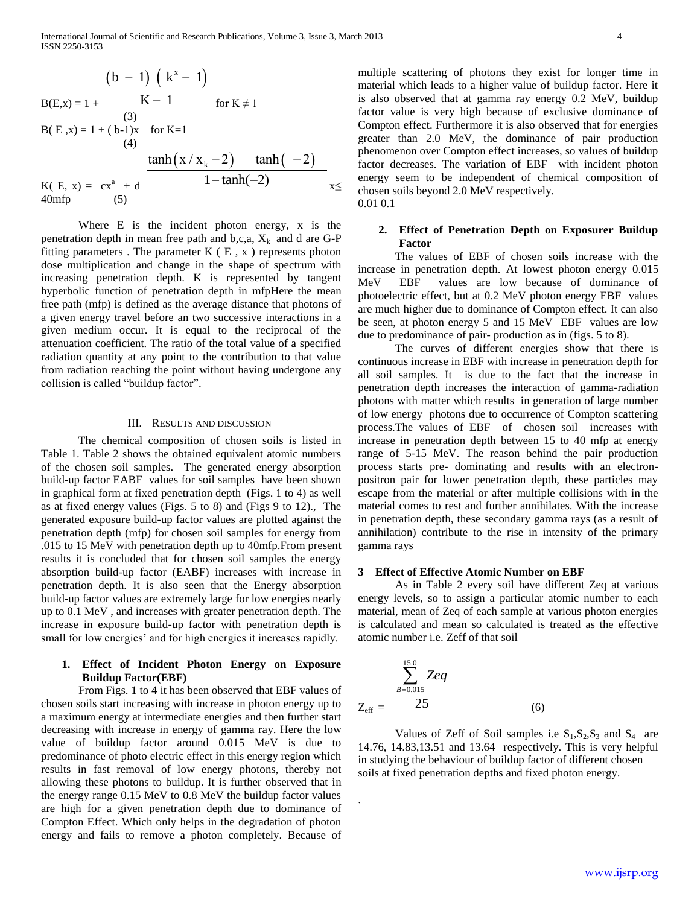$$B(E,x) = 1 + \frac{(b-1)(k^x-1)}{K-1} \quad \text{for } K \neq 1 \tag{3}$$

$$B(E,x) = 1 + (b-1)x \quad \text{for } K=1 \tag{4}$$

$$K(E,x) = cx^a + d\frac{\tanh(x/x_k - 2) - \tanh(-2)}{1 - \tanh(-2)} \quad x \leq 40\text{mfp} \tag{5}$$

Where E is the incident photon energy, x is the penetration depth in mean free path and b,c,a, $X_k$ and d are G-P fitting parameters . The parameter K ( E , x ) represents photon dose multiplication and change in the shape of spectrum with increasing penetration depth. K is represented by tangent hyperbolic function of penetration depth in mfpHere the mean free path (mfp) is defined as the average distance that photons of a given energy travel before an two successive interactions in a given medium occur. It is equal to the reciprocal of the attenuation coefficient. The ratio of the total value of a specified radiation quantity at any point to the contribution to that value from radiation reaching the point without having undergone any collision is called "buildup factor".

## III. RESULTS AND DISCUSSION

The chemical composition of chosen soils is listed in Table 1. Table 2 shows the obtained equivalent atomic numbers of the chosen soil samples. The generated energy absorption build-up factor EABF values for soil samples have been shown in graphical form at fixed penetration depth (Figs. 1 to 4) as well as at fixed energy values (Figs. 5 to 8) and (Figs 9 to 12)., The generated exposure build-up factor values are plotted against the penetration depth (mfp) for chosen soil samples for energy from .015 to 15 MeV with penetration depth up to 40mfp.From present results it is concluded that for chosen soil samples the energy absorption build-up factor (EABF) increases with increase in penetration depth. It is also seen that the Energy absorption build-up factor values are extremely large for low energies nearly up to 0.1 MeV , and increases with greater penetration depth. The increase in exposure build-up factor with penetration depth is small for low energies' and for high energies it increases rapidly.

### 1. Effect of Incident Photon Energy on Exposure Buildup Factor(EBF)

From Figs. 1 to 4 it has been observed that EBF values of chosen soils start increasing with increase in photon energy up to a maximum energy at intermediate energies and then further start decreasing with increase in energy of gamma ray. Here the low value of buildup factor around 0.015 MeV is due to predominance of photo electric effect in this energy region which results in fast removal of low energy photons, thereby not allowing these photons to buildup. It is further observed that in the energy range 0.15 MeV to 0.8 MeV the buildup factor values are high for a given penetration depth due to dominance of Compton Effect. Which only helps in the degradation of photon energy and fails to remove a photon completely. Because of multiple scattering of photons they exist for longer time in material which leads to a higher value of buildup factor. Here it is also observed that at gamma ray energy 0.2 MeV, buildup factor value is very high because of exclusive dominance of Compton effect. Furthermore it is also observed that for energies greater than 2.0 MeV, the dominance of pair production phenomenon over Compton effect increases, so values of buildup factor decreases. The variation of EBF with incident photon energy seem to be independent of chemical composition of chosen soils beyond 2.0 MeV respectively.
0.01 0.1

### 2. Effect of Penetration Depth on Exposurer Buildup Factor

The values of EBF of chosen soils increase with the increase in penetration depth. At lowest photon energy 0.015 MeV EBF values are low because of dominance of photoelectric effect, but at 0.2 MeV photon energy EBF values are much higher due to dominance of Compton effect. It can also be seen, at photon energy 5 and 15 MeV EBF values are low due to predominance of pair- production as in (figs. 5 to 8).

The curves of different energies show that there is continuous increase in EBF with increase in penetration depth for all soil samples. It is due to the fact that the increase in penetration depth increases the interaction of gamma-radiation photons with matter which results in generation of large number of low energy photons due to occurrence of Compton scattering process.The values of EBF of chosen soil increases with increase in penetration depth between 15 to 40 mfp at energy range of 5-15 MeV. The reason behind the pair production process starts pre- dominating and results with an electron-positron pair for lower penetration depth, these particles may escape from the material or after multiple collisions with in the material comes to rest and further annihilates. With the increase in penetration depth, these secondary gamma rays (as a result of annihilation) contribute to the rise in intensity of the primary gamma rays

### 3 Effect of Effective Atomic Number on EBF

As in Table 2 every soil have different Zeq at various energy levels, so to assign a particular atomic number to each material, mean of Zeq of each sample at various photon energies is calculated and mean so calculated is treated as the effective atomic number i.e. Zeff of that soil

$$Z_{\text{eff}} = \frac{\sum_{B=0.015}^{15.0} Zeq}{25} \tag{6}$$

Values of Zeff of Soil samples i.e $S_1$,$S_2$,$S_3$ and $S_4$ are 14.76, 14.83,13.51 and 13.64 respectively. This is very helpful in studying the behaviour of buildup factor of different chosen soils at fixed penetration depths and fixed photon energy.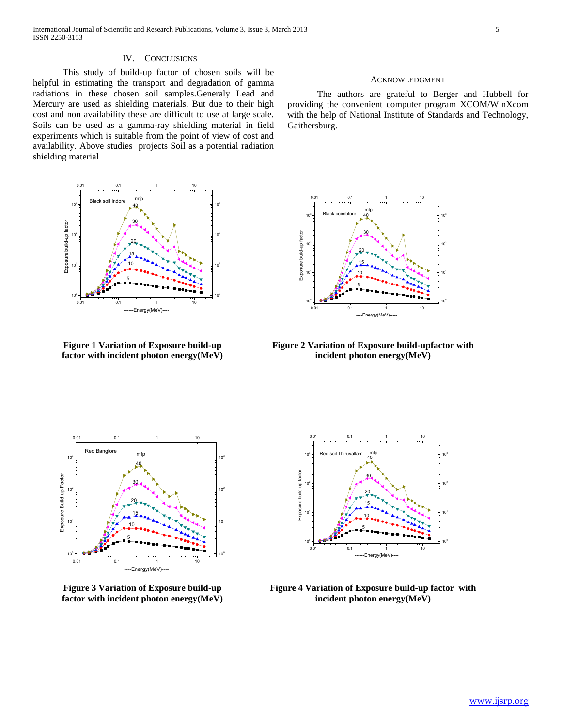## IV. CONCLUSIONS

This study of build-up factor of chosen soils will be helpful in estimating the transport and degradation of gamma radiations in these chosen soil samples.Generaly Lead and Mercury are used as shielding materials. But due to their high cost and non availability these are difficult to use at large scale. Soils can be used as a gamma-ray shielding material in field experiments which is suitable from the point of view of cost and availability. Above studies projects Soil as a potential radiation shielding material

## ACKNOWLEDGMENT

The authors are grateful to Berger and Hubbell for providing the convenient computer program XCOM/WinXcom with the help of National Institute of Standards and Technology, Gaithersburg.

**Figure 1 Variation of Exposure build-up factor with incident photon energy(MeV)**

**Figure 2 Variation of Exposure build-upfactor with incident photon energy(MeV)**

**Figure 3 Variation of Exposure build-up factor with incident photon energy(MeV)**

**Figure 4 Variation of Exposure build-up factor with incident photon energy(MeV)**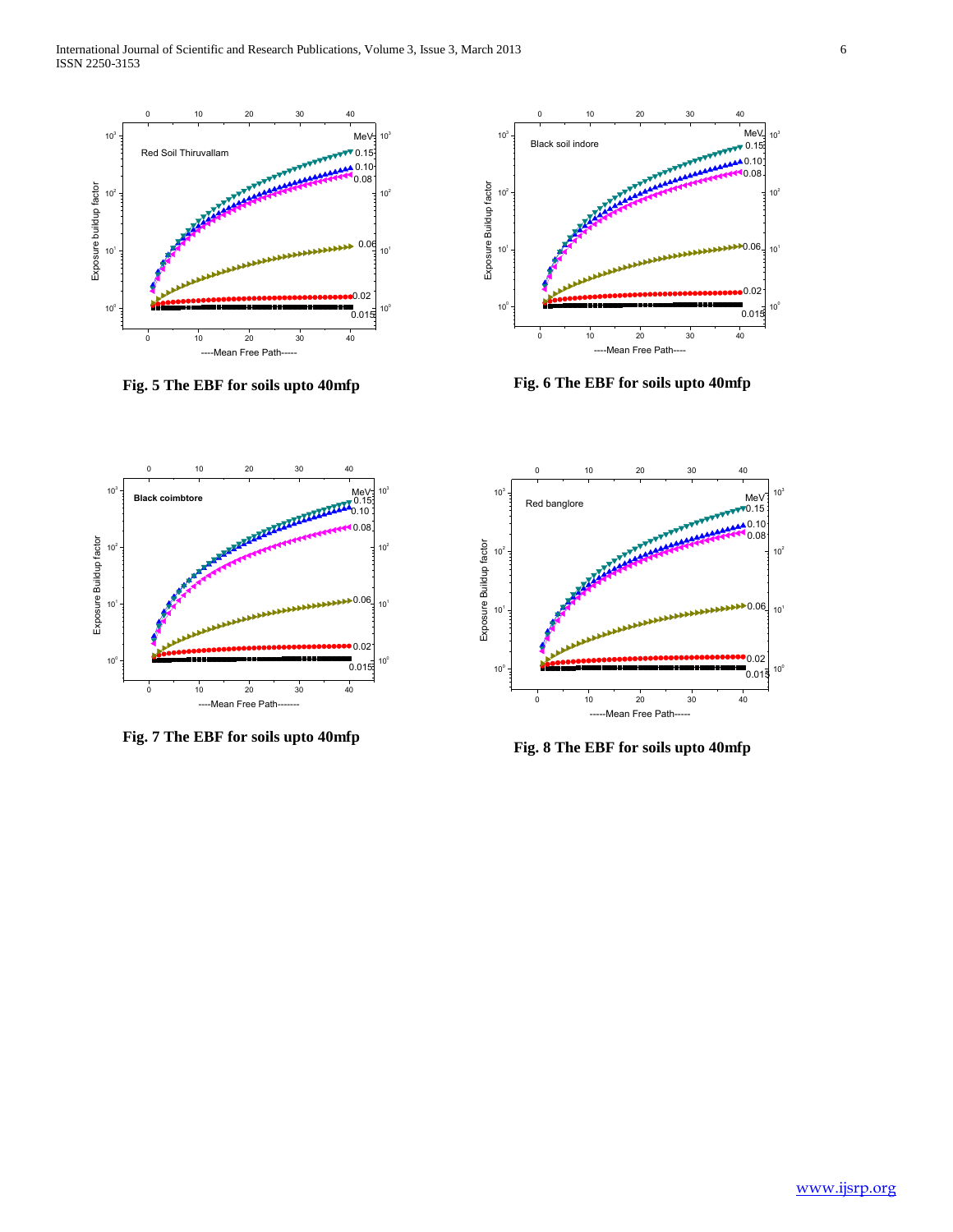Fig. 5 The EBF for soils upto 40mfp

Fig. 6 The EBF for soils upto 40mfp

Fig. 7 The EBF for soils upto 40mfp

Fig. 8 The EBF for soils upto 40mfp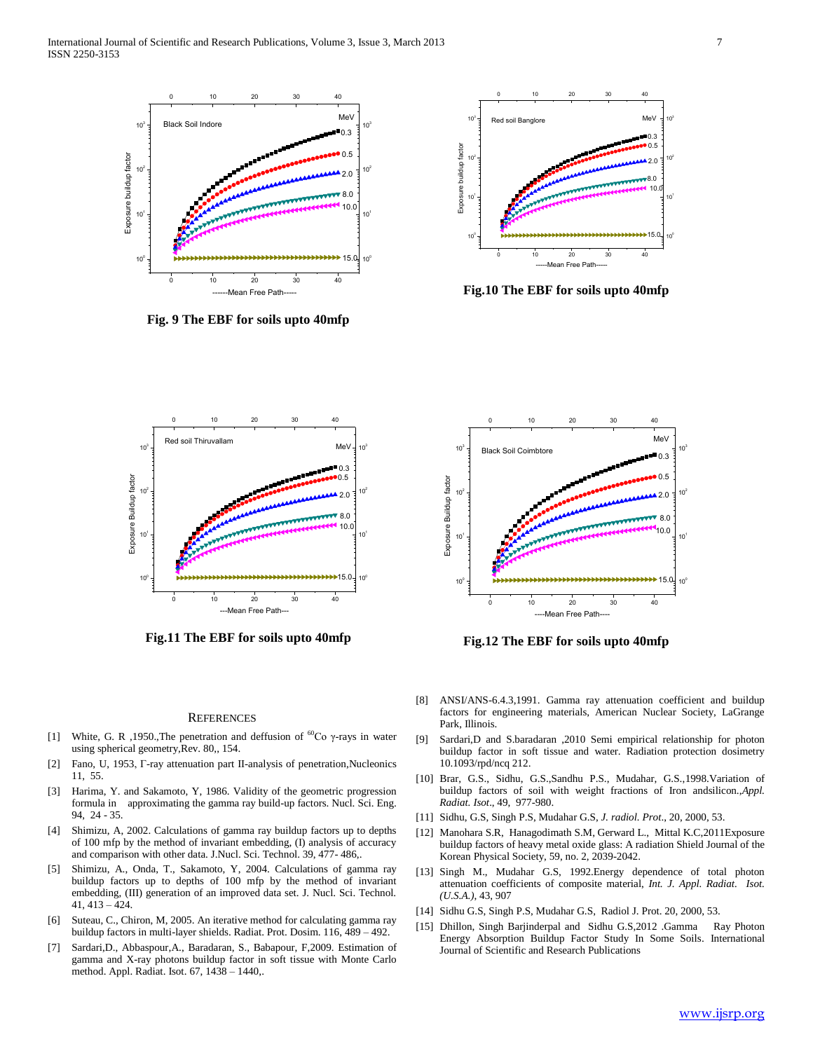Fig. 9 The EBF for soils upto 40mfp

Fig.10 The EBF for soils upto 40mfp

Fig.11 The EBF for soils upto 40mfp

Fig.12 The EBF for soils upto 40mfp

## References

[1] White, G. R ,1950.,The penetration and deffusion of $^{60}$Co γ-rays in water using spherical geometry,Rev. 80,, 154.

[2] Fano, U, 1953, Γ-ray attenuation part II-analysis of penetration,Nucleonics 11, 55.

[3] Harima, Y. and Sakamoto, Y, 1986. Validity of the geometric progression formula in approximating the gamma ray build-up factors. Nucl. Sci. Eng. 94, 24 - 35.

[4] Shimizu, A, 2002. Calculations of gamma ray buildup factors up to depths of 100 mfp by the method of invariant embedding, (I) analysis of accuracy and comparison with other data. J.Nucl. Sci. Technol. 39, 477- 486,.

[5] Shimizu, A., Onda, T., Sakamoto, Y, 2004. Calculations of gamma ray buildup factors up to depths of 100 mfp by the method of invariant embedding, (III) generation of an improved data set. J. Nucl. Sci. Technol. 41, 413 – 424.

[6] Suteau, C., Chiron, M, 2005. An iterative method for calculating gamma ray buildup factors in multi-layer shields. Radiat. Prot. Dosim. 116, 489 – 492.

[7] Sardari,D., Abbaspour,A., Baradaran, S., Babapour, F,2009. Estimation of gamma and X-ray photons buildup factor in soft tissue with Monte Carlo method. Appl. Radiat. Isot. 67, 1438 – 1440,.

[8] ANSI/ANS-6.4.3,1991. Gamma ray attenuation coefficient and buildup factors for engineering materials, American Nuclear Society, LaGrange Park, Illinois.

[9] Sardari,D and S.baradaran ,2010 Semi empirical relationship for photon buildup factor in soft tissue and water. Radiation protection dosimetry 10.1093/rpd/ncq 212.

[10] Brar, G.S., Sidhu, G.S.,Sandhu P.S., Mudahar, G.S.,1998.Variation of buildup factors of soil with weight fractions of Iron andsilicon.,*Appl. Radiat. Isot*., 49, 977-980.

[11] Sidhu, G.S, Singh P.S, Mudahar G.S, *J. radiol. Prot.*, 20, 2000, 53.

[12] Manohara S.R, Hanagodimath S.M, Gerward L., Mittal K.C,2011Exposure buildup factors of heavy metal oxide glass: A radiation Shield Journal of the Korean Physical Society, 59, no. 2, 2039-2042.

[13] Singh M., Mudahar G.S, 1992.Energy dependence of total photon attenuation coefficients of composite material, *Int. J. Appl. Radiat. Isot. (U.S.A.)*, 43, 907

[14] Sidhu G.S, Singh P.S, Mudahar G.S, Radiol J. Prot. 20, 2000, 53.

[15] Dhillon, Singh Barjinderpal and Sidhu G.S,2012 .Gamma Ray Photon Energy Absorption Buildup Factor Study In Some Soils. International Journal of Scientific and Research Publications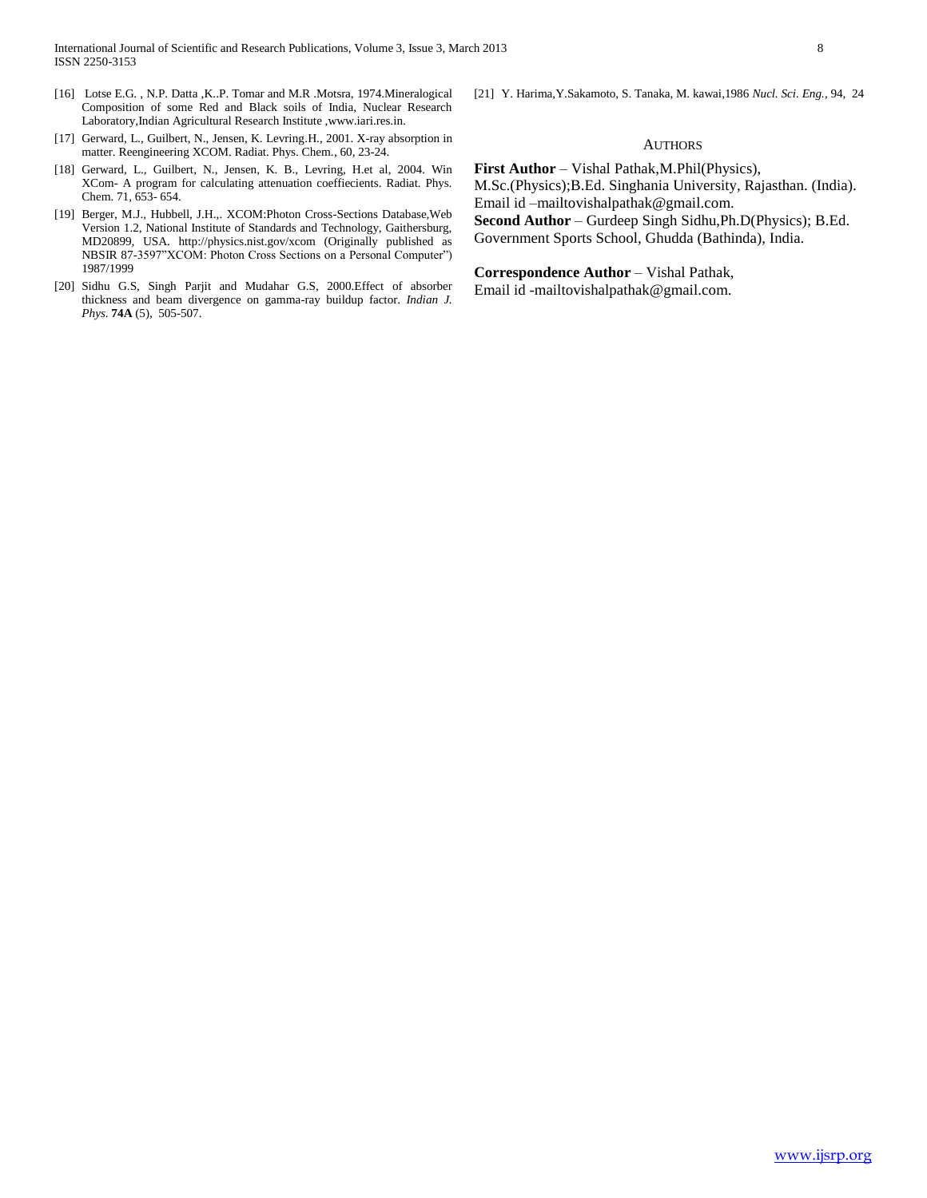[16] Lotse E.G. , N.P. Datta ,K..P. Tomar and M.R .Motsra, 1974.Mineralogical Composition of some Red and Black soils of India, Nuclear Research Laboratory,Indian Agricultural Research Institute ,www.iari.res.in.

[17] Gerward, L., Guilbert, N., Jensen, K. Levring.H., 2001. X-ray absorption in matter. Reengineering XCOM. Radiat. Phys. Chem., 60, 23-24.

[18] Gerward, L., Guilbert, N., Jensen, K. B., Levring, H.et al, 2004. Win XCom- A program for calculating attenuation coeffiecients. Radiat. Phys. Chem. 71, 653- 654.

[19] Berger, M.J., Hubbell, J.H.,. XCOM:Photon Cross-Sections Database,Web Version 1.2, National Institute of Standards and Technology, Gaithersburg, MD20899, USA. http://physics.nist.gov/xcom (Originally published as NBSIR 87-3597"XCOM: Photon Cross Sections on a Personal Computer") 1987/1999

[20] Sidhu G.S, Singh Parjit and Mudahar G.S, 2000.Effect of absorber thickness and beam divergence on gamma-ray buildup factor. *Indian J. Phys.* **74A** (5), 505-507.

[21] Y. Harima,Y.Sakamoto, S. Tanaka, M. kawai,1986 *Nucl. Sci. Eng.*, 94, 24

## AUTHORS

**First Author** – Vishal Pathak,M.Phil(Physics), M.Sc.(Physics);B.Ed. Singhania University, Rajasthan. (India). Email id –mailtovishalpathak@gmail.com.

**Second Author** – Gurdeep Singh Sidhu,Ph.D(Physics); B.Ed. Government Sports School, Ghudda (Bathinda), India.

**Correspondence Author** – Vishal Pathak, Email id -mailtovishalpathak@gmail.com.